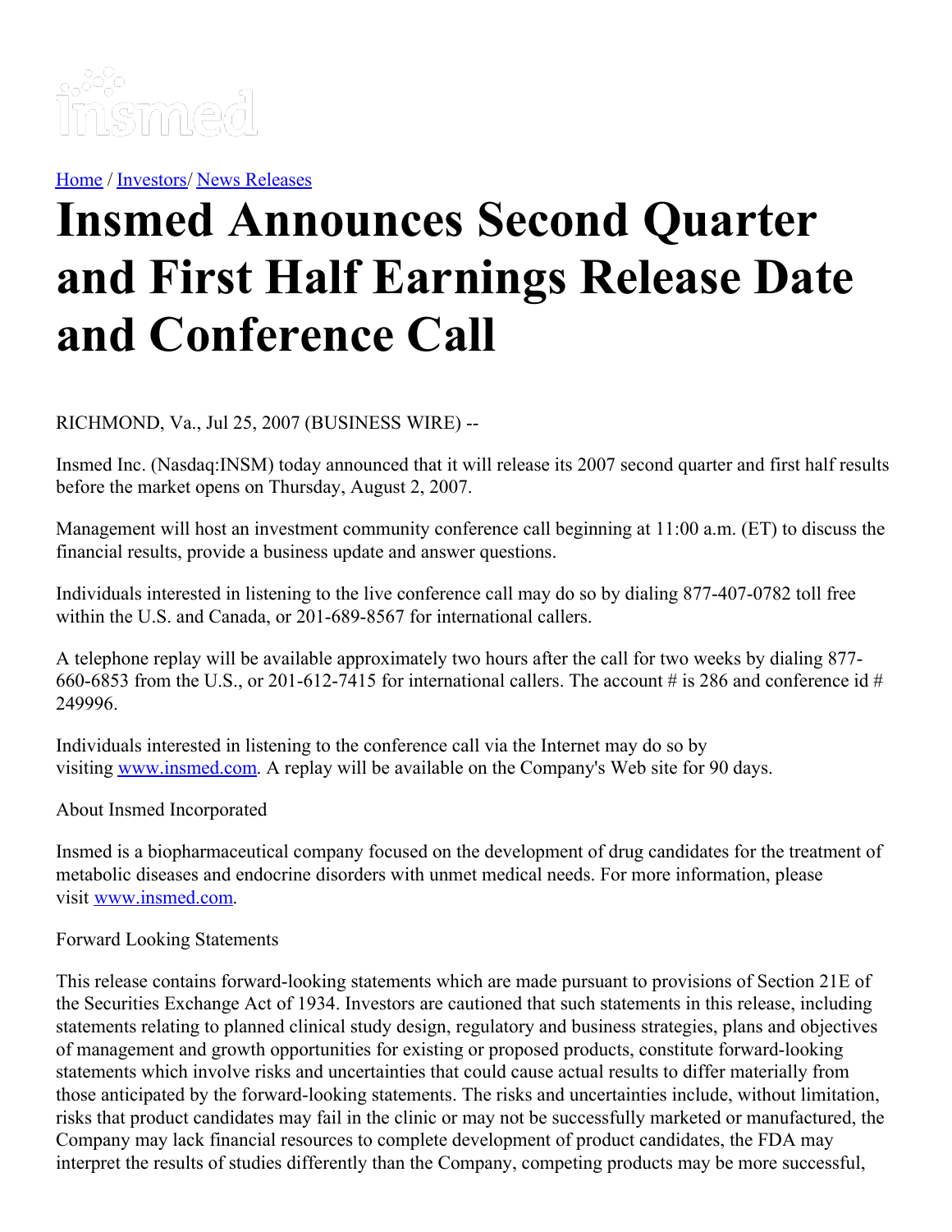[Home](#) / [Investors](#)/ [News Releases](#)

# Insmed Announces Second Quarter and First Half Earnings Release Date and Conference Call

RICHMOND, Va., Jul 25, 2007 (BUSINESS WIRE) --

Insmed Inc. (Nasdaq:INSM) today announced that it will release its 2007 second quarter and first half results before the market opens on Thursday, August 2, 2007.

Management will host an investment community conference call beginning at 11:00 a.m. (ET) to discuss the financial results, provide a business update and answer questions.

Individuals interested in listening to the live conference call may do so by dialing 877-407-0782 toll free within the U.S. and Canada, or 201-689-8567 for international callers.

A telephone replay will be available approximately two hours after the call for two weeks by dialing 877-660-6853 from the U.S., or 201-612-7415 for international callers. The account # is 286 and conference id # 249996.

Individuals interested in listening to the conference call via the Internet may do so by visiting [www.insmed.com](http://www.insmed.com). A replay will be available on the Company's Web site for 90 days.

About Insmed Incorporated

Insmed is a biopharmaceutical company focused on the development of drug candidates for the treatment of metabolic diseases and endocrine disorders with unmet medical needs. For more information, please visit [www.insmed.com](http://www.insmed.com).

Forward Looking Statements

This release contains forward-looking statements which are made pursuant to provisions of Section 21E of the Securities Exchange Act of 1934. Investors are cautioned that such statements in this release, including statements relating to planned clinical study design, regulatory and business strategies, plans and objectives of management and growth opportunities for existing or proposed products, constitute forward-looking statements which involve risks and uncertainties that could cause actual results to differ materially from those anticipated by the forward-looking statements. The risks and uncertainties include, without limitation, risks that product candidates may fail in the clinic or may not be successfully marketed or manufactured, the Company may lack financial resources to complete development of product candidates, the FDA may interpret the results of studies differently than the Company, competing products may be more successful,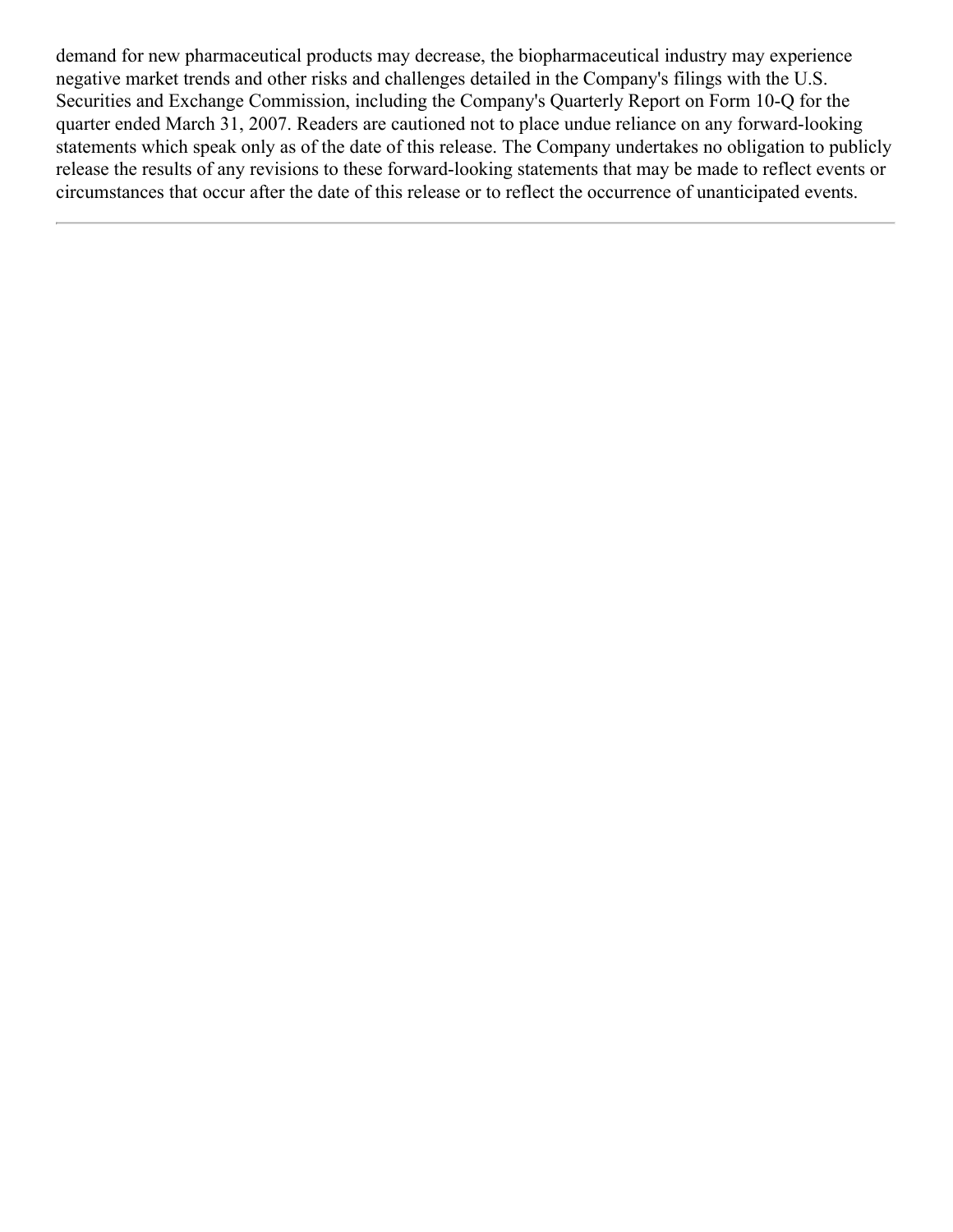demand for new pharmaceutical products may decrease, the biopharmaceutical industry may experience negative market trends and other risks and challenges detailed in the Company's filings with the U.S. Securities and Exchange Commission, including the Company's Quarterly Report on Form 10-Q for the quarter ended March 31, 2007. Readers are cautioned not to place undue reliance on any forward-looking statements which speak only as of the date of this release. The Company undertakes no obligation to publicly release the results of any revisions to these forward-looking statements that may be made to reflect events or circumstances that occur after the date of this release or to reflect the occurrence of unanticipated events.

---